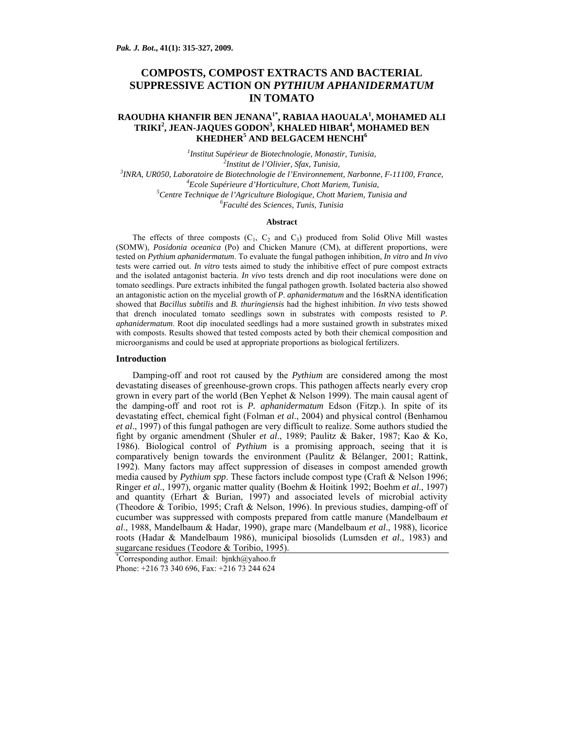# COMPOSTS, COMPOST EXTRACTS AND BACTERIAL SUPPRESSIVE ACTION ON *PYTHIUM APHANIDERMATUM* IN TOMATO

**RAOUDHA KHANFIR BEN JENANA[1*], RABIAA HAOUALA[1], MOHAMED ALI TRIKI[2], JEAN-JAQUES GODON[3], KHALED HIBAR[4], MOHAMED BEN KHEDHER[5] AND BELGACEM HENCHI[6]**

[1]*Institut Supérieur de Biotechnologie, Monastir, Tunisia,*
[2]*Institut de l'Olivier, Sfax, Tunisia,*
[3]*INRA, UR050, Laboratoire de Biotechnologie de l'Environnement, Narbonne, F-11100, France,*
[4]*Ecole Supérieure d'Horticulture, Chott Mariem, Tunisia,*
[5]*Centre Technique de l'Agriculture Biologique, Chott Mariem, Tunisia and*
[6]*Faculté des Sciences, Tunis, Tunisia*

### Abstract

The effects of three composts ($C_1$, $C_2$ and $C_3$) produced from Solid Olive Mill wastes (SOMW), *Posidonia oceanica* (Po) and Chicken Manure (CM), at different proportions, were tested on *Pythium aphanidermatum*. To evaluate the fungal pathogen inhibition, *In vitro* and *In vivo* tests were carried out. *In vitro* tests aimed to study the inhibitive effect of pure compost extracts and the isolated antagonist bacteria. *In vivo* tests drench and dip root inoculations were done on tomato seedlings. Pure extracts inhibited the fungal pathogen growth. Isolated bacteria also showed an antagonistic action on the mycelial growth of *P*. *aphanidermatum* and the 16sRNA identification showed that *Bacillus subtilis* and *B. thuringiensis* had the highest inhibition. *In vivo* tests showed that drench inoculated tomato seedlings sown in substrates with composts resisted to *P. aphanidermatum*. Root dip inoculated seedlings had a more sustained growth in substrates mixed with composts. Results showed that tested composts acted by both their chemical composition and microorganisms and could be used at appropriate proportions as biological fertilizers.

## Introduction

Damping-off and root rot caused by the *Pythium* are considered among the most devastating diseases of greenhouse-grown crops. This pathogen affects nearly every crop grown in every part of the world (Ben Yephet & Nelson 1999). The main causal agent of the damping-off and root rot is *P. aphanidermatum* Edson (Fitzp.). In spite of its devastating effect, chemical fight (Folman *et al*., 2004) and physical control (Benhamou *et al*., 1997) of this fungal pathogen are very difficult to realize. Some authors studied the fight by organic amendment (Shuler *et al*., 1989; Paulitz & Baker, 1987; Kao & Ko, 1986). Biological control of *Pythium* is a promising approach, seeing that it is comparatively benign towards the environment (Paulitz & Bélanger, 2001; Rattink, 1992). Many factors may affect suppression of diseases in compost amended growth media caused by *Pythium spp*. These factors include compost type (Craft & Nelson 1996; Ringer *et al*., 1997), organic matter quality (Boehm & Hoitink 1992; Boehm *et al*., 1997) and quantity (Erhart & Burian, 1997) and associated levels of microbial activity (Theodore & Toribio, 1995; Craft & Nelson, 1996). In previous studies, damping-off of cucumber was suppressed with composts prepared from cattle manure (Mandelbaum *et al*., 1988, Mandelbaum & Hadar, 1990), grape marc (Mandelbaum *et al*., 1988), licorice roots (Hadar & Mandelbaum 1986), municipal biosolids (Lumsden *et al*., 1983) and sugarcane residues (Teodore & Toribio, 1995).

*Corresponding author. Email: bjnkh@yahoo.fr
Phone: +216 73 340 696, Fax: +216 73 244 624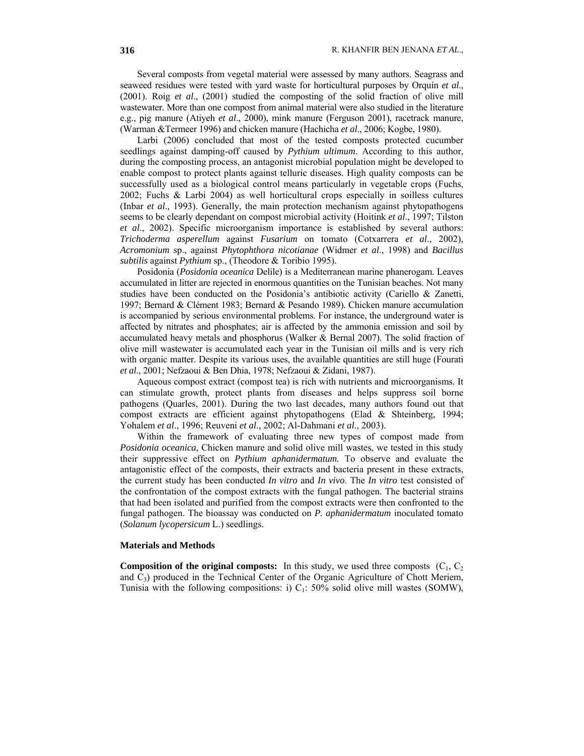Several composts from vegetal material were assessed by many authors. Seagrass and seaweed residues were tested with yard waste for horticultural purposes by Orquín *et al*., (2001). Roig *et al*., (2001) studied the composting of the solid fraction of olive mill wastewater. More than one compost from animal material were also studied in the literature e.g., pig manure (Atiyeh *et al*., 2000), mink manure (Ferguson 2001), racetrack manure, (Warman &Termeer 1996) and chicken manure (Hachicha *et al*., 2006; Kogbe, 1980).

Larbi (2006) concluded that most of the tested composts protected cucumber seedlings against damping-off caused by *Pythium ultimum*. According to this author, during the composting process, an antagonist microbial population might be developed to enable compost to protect plants against telluric diseases. High quality composts can be successfully used as a biological control means particularly in vegetable crops (Fuchs, 2002; Fuchs & Larbi 2004) as well horticultural crops especially in soilless cultures (Inbar *et al*., 1993). Generally, the main protection mechanism against phytopathogens seems to be clearly dependant on compost microbial activity (Hoitink *et al*., 1997; Tilston *et al*., 2002). Specific microorganism importance is established by several authors: *Trichoderma asperellum* against *Fusarium* on tomato (Cotxarrera *et al*., 2002), *Acromonium* sp., against *Phytophthora nicotianae* (Widmer *et al*., 1998) and *Bacillus subtilis* against *Pythium* sp., (Theodore & Toribio 1995).

Posidonia (*Posidonia oceanica* Delile) is a Mediterranean marine phanerogam. Leaves accumulated in litter are rejected in enormous quantities on the Tunisian beaches. Not many studies have been conducted on the Posidonia's antibiotic activity (Cariello & Zanetti, 1997; Bernard & Clément 1983; Bernard & Pesando 1989). Chicken manure accumulation is accompanied by serious environmental problems. For instance, the underground water is affected by nitrates and phosphates; air is affected by the ammonia emission and soil by accumulated heavy metals and phosphorus (Walker & Bernal 2007). The solid fraction of olive mill wastewater is accumulated each year in the Tunisian oil mills and is very rich with organic matter. Despite its various uses, the available quantities are still huge (Fourati *et al*., 2001; Nefzaoui & Ben Dhia, 1978; Nefzaoui & Zidani, 1987).

Aqueous compost extract (compost tea) is rich with nutrients and microorganisms. It can stimulate growth, protect plants from diseases and helps suppress soil borne pathogens (Quarles, 2001). During the two last decades, many authors found out that compost extracts are efficient against phytopathogens (Elad & Shteinberg, 1994; Yohalem *et al*., 1996; Reuveni *et al*., 2002; Al-Dahmani *et al*., 2003).

Within the framework of evaluating three new types of compost made from *Posidonia oceanica*, Chicken manure and solid olive mill wastes, we tested in this study their suppressive effect on *Pythium aphanidermatum.* To observe and evaluate the antagonistic effect of the composts, their extracts and bacteria present in these extracts, the current study has been conducted *In vitro* and *In vivo*. The *In vitro* test consisted of the confrontation of the compost extracts with the fungal pathogen. The bacterial strains that had been isolated and purified from the compost extracts were then confronted to the fungal pathogen. The bioassay was conducted on *P. aphanidermatum* inoculated tomato (*Solanum lycopersicum* L.) seedlings.

## Materials and Methods

**Composition of the original composts:** In this study, we used three composts ($C_1$, $C_2$ and $C_3$) produced in the Technical Center of the Organic Agriculture of Chott Meriem, Tunisia with the following compositions: i) $C_1$: 50% solid olive mill wastes (SOMW),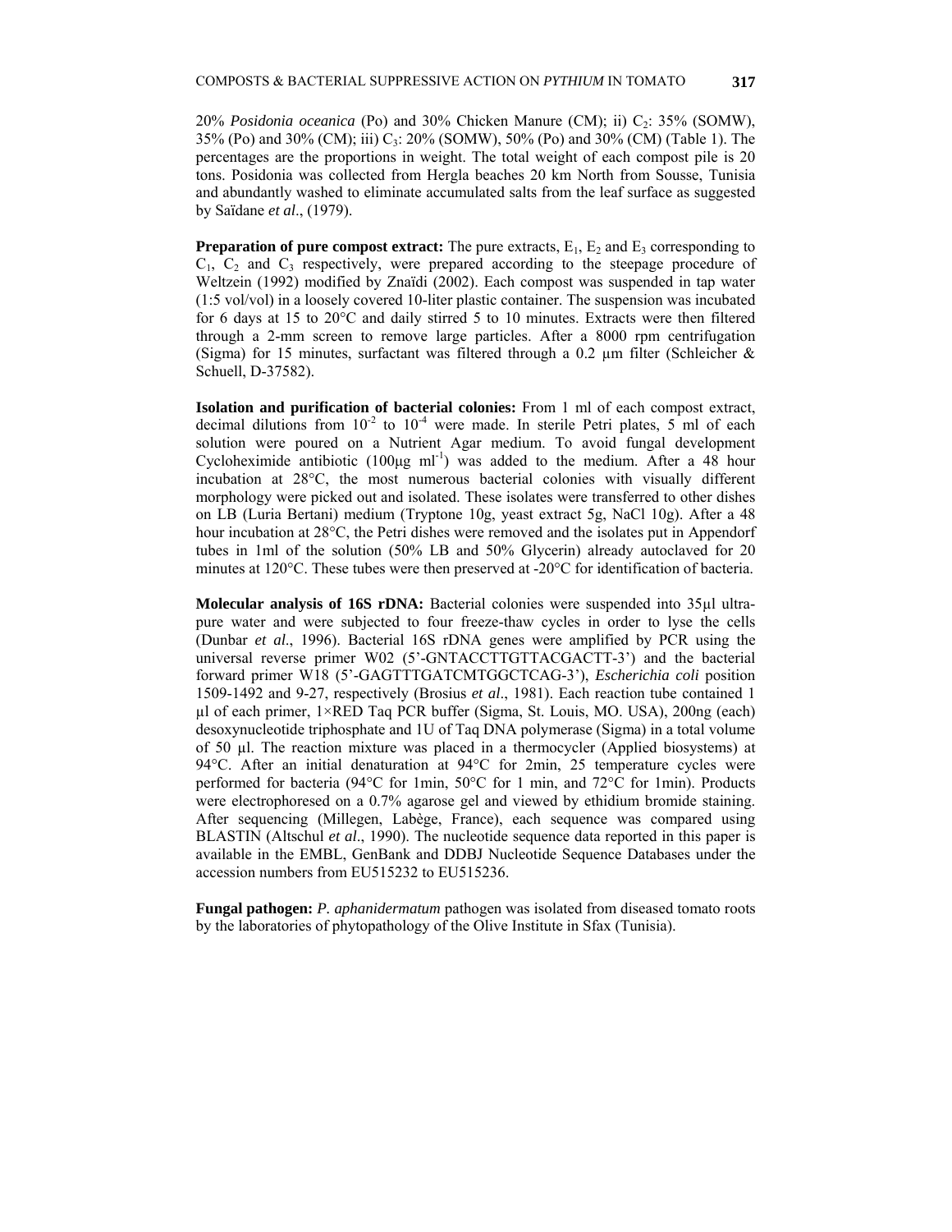20% *Posidonia oceanica* (Po) and 30% Chicken Manure (CM); ii) $C_2$: 35% (SOMW), 35% (Po) and 30% (CM); iii) $C_3$: 20% (SOMW), 50% (Po) and 30% (CM) (Table 1). The percentages are the proportions in weight. The total weight of each compost pile is 20 tons. Posidonia was collected from Hergla beaches 20 km North from Sousse, Tunisia and abundantly washed to eliminate accumulated salts from the leaf surface as suggested by Saïdane *et al*., (1979).

**Preparation of pure compost extract:** The pure extracts, $E_1$, $E_2$ and $E_3$ corresponding to $C_1$, $C_2$ and $C_3$ respectively, were prepared according to the steepage procedure of Weltzein (1992) modified by Znaïdi (2002). Each compost was suspended in tap water (1:5 vol/vol) in a loosely covered 10-liter plastic container. The suspension was incubated for 6 days at 15 to 20°C and daily stirred 5 to 10 minutes. Extracts were then filtered through a 2-mm screen to remove large particles. After a 8000 rpm centrifugation (Sigma) for 15 minutes, surfactant was filtered through a 0.2 µm filter (Schleicher & Schuell, D-37582).

**Isolation and purification of bacterial colonies:** From 1 ml of each compost extract, decimal dilutions from $10^{-2}$ to $10^{-4}$ were made. In sterile Petri plates, 5 ml of each solution were poured on a Nutrient Agar medium. To avoid fungal development Cycloheximide antibiotic (100µg $ml^{-1}$) was added to the medium. After a 48 hour incubation at 28°C, the most numerous bacterial colonies with visually different morphology were picked out and isolated. These isolates were transferred to other dishes on LB (Luria Bertani) medium (Tryptone 10g, yeast extract 5g, NaCl 10g). After a 48 hour incubation at 28°C, the Petri dishes were removed and the isolates put in Appendorf tubes in 1ml of the solution (50% LB and 50% Glycerin) already autoclaved for 20 minutes at 120°C. These tubes were then preserved at -20°C for identification of bacteria.

**Molecular analysis of 16S rDNA:** Bacterial colonies were suspended into 35µl ultra-pure water and were subjected to four freeze-thaw cycles in order to lyse the cells (Dunbar *et al.*, 1996). Bacterial 16S rDNA genes were amplified by PCR using the universal reverse primer W02 (5'-GNTACCTTGTTACGACTT-3') and the bacterial forward primer W18 (5'-GAGTTTGATCMTGGCTCAG-3'), *Escherichia coli* position 1509-1492 and 9-27, respectively (Brosius *et al*., 1981). Each reaction tube contained 1 µl of each primer, 1×RED Taq PCR buffer (Sigma, St. Louis, MO. USA), 200ng (each) desoxynucleotide triphosphate and 1U of Taq DNA polymerase (Sigma) in a total volume of 50 µl. The reaction mixture was placed in a thermocycler (Applied biosystems) at 94°C. After an initial denaturation at 94°C for 2min, 25 temperature cycles were performed for bacteria (94°C for 1min, 50°C for 1 min, and 72°C for 1min). Products were electrophoresed on a 0.7% agarose gel and viewed by ethidium bromide staining. After sequencing (Millegen, Labège, France), each sequence was compared using BLASTIN (Altschul *et al*., 1990). The nucleotide sequence data reported in this paper is available in the EMBL, GenBank and DDBJ Nucleotide Sequence Databases under the accession numbers from EU515232 to EU515236.

**Fungal pathogen:** *P. aphanidermatum* pathogen was isolated from diseased tomato roots by the laboratories of phytopathology of the Olive Institute in Sfax (Tunisia).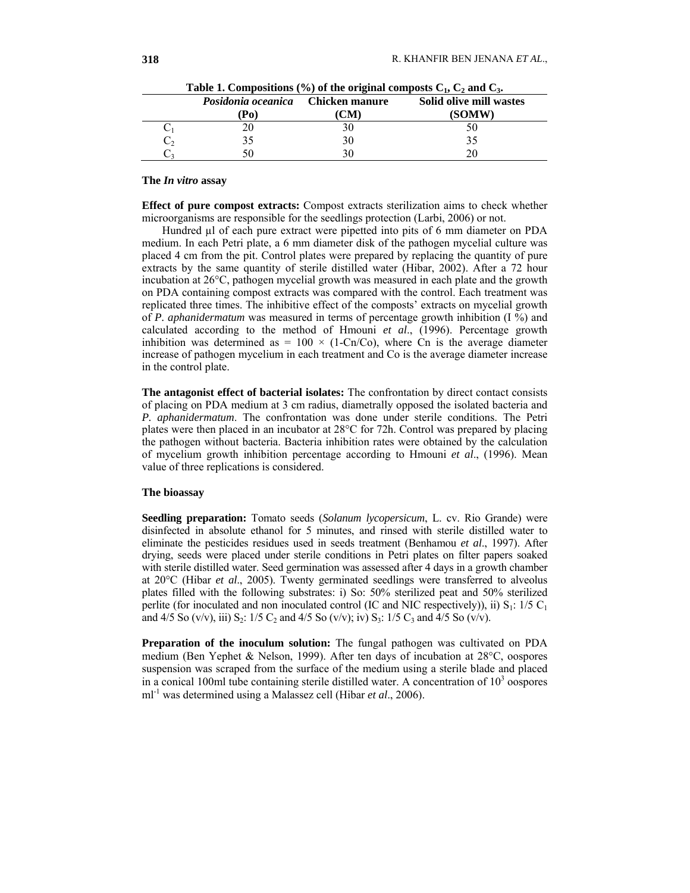**Table 1. Compositions (%) of the original composts $C_1$, $C_2$ and $C_3$.**

| | *Posidonia oceanica* (Po) | Chicken manure (CM) | Solid olive mill wastes (SOMW) |
|---|---|---|---|
| $C_1$ | 20 | 30 | 50 |
| $C_2$ | 35 | 30 | 35 |
| $C_3$ | 50 | 30 | 20 |

### The *In vitro* assay

**Effect of pure compost extracts:** Compost extracts sterilization aims to check whether microorganisms are responsible for the seedlings protection (Larbi, 2006) or not.

Hundred µl of each pure extract were pipetted into pits of 6 mm diameter on PDA medium. In each Petri plate, a 6 mm diameter disk of the pathogen mycelial culture was placed 4 cm from the pit. Control plates were prepared by replacing the quantity of pure extracts by the same quantity of sterile distilled water (Hibar, 2002). After a 72 hour incubation at 26°C, pathogen mycelial growth was measured in each plate and the growth on PDA containing compost extracts was compared with the control. Each treatment was replicated three times. The inhibitive effect of the composts' extracts on mycelial growth of *P. aphanidermatum* was measured in terms of percentage growth inhibition (I %) and calculated according to the method of Hmouni *et al*., (1996). Percentage growth inhibition was determined as = $100 \times (1\text{-}Cn/Co)$, where Cn is the average diameter increase of pathogen mycelium in each treatment and Co is the average diameter increase in the control plate.

**The antagonist effect of bacterial isolates:** The confrontation by direct contact consists of placing on PDA medium at 3 cm radius, diametrally opposed the isolated bacteria and *P. aphanidermatum*. The confrontation was done under sterile conditions. The Petri plates were then placed in an incubator at 28°C for 72h. Control was prepared by placing the pathogen without bacteria. Bacteria inhibition rates were obtained by the calculation of mycelium growth inhibition percentage according to Hmouni *et al*., (1996). Mean value of three replications is considered.

### The bioassay

**Seedling preparation:** Tomato seeds (*Solanum lycopersicum*, L. cv. Rio Grande) were disinfected in absolute ethanol for 5 minutes, and rinsed with sterile distilled water to eliminate the pesticides residues used in seeds treatment (Benhamou *et al*., 1997). After drying, seeds were placed under sterile conditions in Petri plates on filter papers soaked with sterile distilled water. Seed germination was assessed after 4 days in a growth chamber at 20°C (Hibar *et al*., 2005). Twenty germinated seedlings were transferred to alveolus plates filled with the following substrates: i) So: 50% sterilized peat and 50% sterilized perlite (for inoculated and non inoculated control (IC and NIC respectively)), ii) $S_1$: 1/5 $C_1$ and 4/5 So (v/v), iii) $S_2$: 1/5 $C_2$ and 4/5 So (v/v); iv) $S_3$: 1/5 $C_3$ and 4/5 So (v/v).

**Preparation of the inoculum solution:** The fungal pathogen was cultivated on PDA medium (Ben Yephet & Nelson, 1999). After ten days of incubation at 28°C, oospores suspension was scraped from the surface of the medium using a sterile blade and placed in a conical 100ml tube containing sterile distilled water. A concentration of $10^3$ oospores $ml^{-1}$ was determined using a Malassez cell (Hibar *et al*., 2006).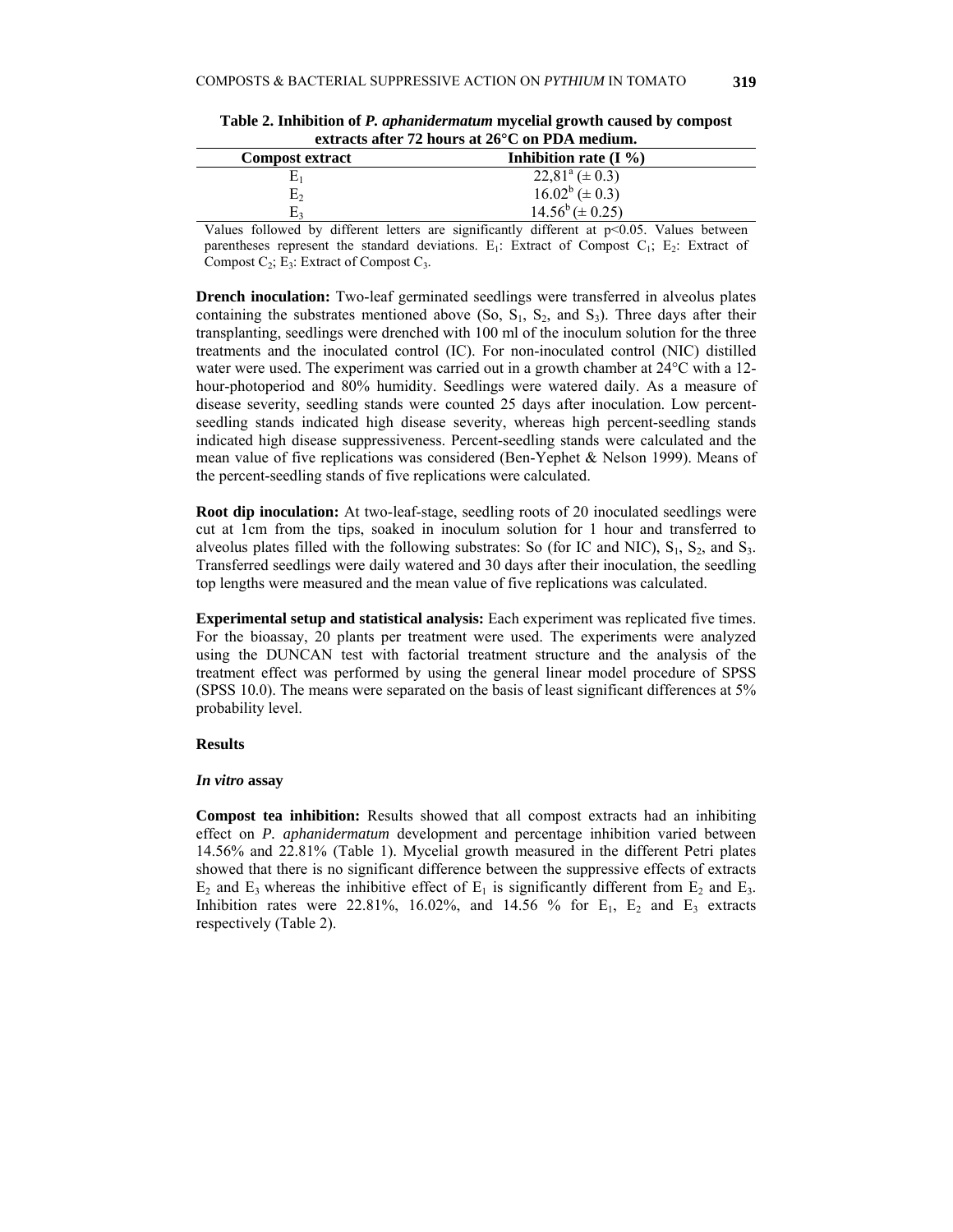**Table 2. Inhibition of *P. aphanidermatum* mycelial growth caused by compost extracts after 72 hours at 26°C on PDA medium.**

| Compost extract | Inhibition rate (I %) |
|---|---|
| $E_1$ | $22,81^a$ (± 0.3) |
| $E_2$ | $16.02^b$ (± 0.3) |
| $E_3$ | $14.56^b$ (± 0.25) |

Values followed by different letters are significantly different at p<0.05. Values between parentheses represent the standard deviations. $E_1$: Extract of Compost $C_1$; $E_2$: Extract of Compost $C_2$; $E_3$: Extract of Compost $C_3$.

**Drench inoculation:** Two-leaf germinated seedlings were transferred in alveolus plates containing the substrates mentioned above (So, $S_1$, $S_2$, and $S_3$). Three days after their transplanting, seedlings were drenched with 100 ml of the inoculum solution for the three treatments and the inoculated control (IC). For non-inoculated control (NIC) distilled water were used. The experiment was carried out in a growth chamber at 24°C with a 12-hour-photoperiod and 80% humidity. Seedlings were watered daily. As a measure of disease severity, seedling stands were counted 25 days after inoculation. Low percent-seedling stands indicated high disease severity, whereas high percent-seedling stands indicated high disease suppressiveness. Percent-seedling stands were calculated and the mean value of five replications was considered (Ben-Yephet & Nelson 1999). Means of the percent-seedling stands of five replications were calculated.

**Root dip inoculation:** At two-leaf-stage, seedling roots of 20 inoculated seedlings were cut at 1cm from the tips, soaked in inoculum solution for 1 hour and transferred to alveolus plates filled with the following substrates: So (for IC and NIC), $S_1$, $S_2$, and $S_3$. Transferred seedlings were daily watered and 30 days after their inoculation, the seedling top lengths were measured and the mean value of five replications was calculated.

**Experimental setup and statistical analysis:** Each experiment was replicated five times. For the bioassay, 20 plants per treatment were used. The experiments were analyzed using the DUNCAN test with factorial treatment structure and the analysis of the treatment effect was performed by using the general linear model procedure of SPSS (SPSS 10.0). The means were separated on the basis of least significant differences at 5% probability level.

## Results

### *In vitro* assay

**Compost tea inhibition:** Results showed that all compost extracts had an inhibiting effect on *P. aphanidermatum* development and percentage inhibition varied between 14.56% and 22.81% (Table 1). Mycelial growth measured in the different Petri plates showed that there is no significant difference between the suppressive effects of extracts $E_2$ and $E_3$ whereas the inhibitive effect of $E_1$ is significantly different from $E_2$ and $E_3$. Inhibition rates were 22.81%, 16.02%, and 14.56 % for $E_1$, $E_2$ and $E_3$ extracts respectively (Table 2).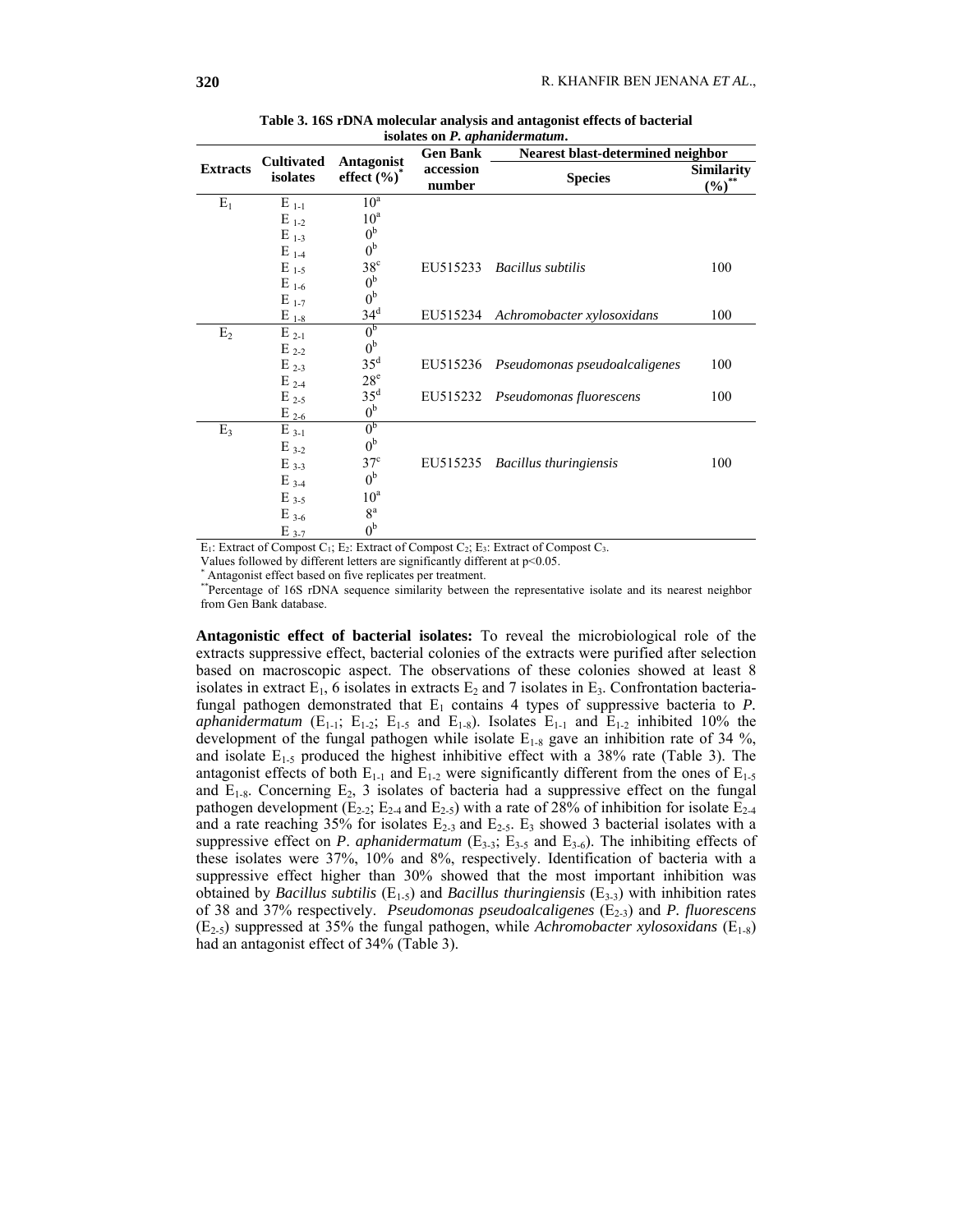**Table 3. 16S rDNA molecular analysis and antagonist effects of bacterial isolates on *P. aphanidermatum*.**

| Extracts | Cultivated isolates | Antagonist effect (%)* | Gen Bank accession number | Nearest blast-determined neighbor | |
|---|---|---|---|---|---|
| | | | | Species | Similarity (%)** |
| $E_1$ | $E_{1-1}$ | $10^a$ | | | |
| | $E_{1-2}$ | $10^a$ | | | |
| | $E_{1-3}$ | $0^b$ | | | |
| | $E_{1-4}$ | $0^b$ | | | |
| | $E_{1-5}$ | $38^c$ | EU515233 | *Bacillus subtilis* | 100 |
| | $E_{1-6}$ | $0^b$ | | | |
| | $E_{1-7}$ | $0^b$ | | | |
| | $E_{1-8}$ | $34^d$ | EU515234 | *Achromobacter xylosoxidans* | 100 |
| $E_2$ | $E_{2-1}$ | $0^b$ | | | |
| | $E_{2-2}$ | $0^b$ | | | |
| | $E_{2-3}$ | $35^d$ | EU515236 | *Pseudomonas pseudoalcaligenes* | 100 |
| | $E_{2-4}$ | $28^e$ | | | |
| | $E_{2-5}$ | $35^d$ | EU515232 | *Pseudomonas fluorescens* | 100 |
| | $E_{2-6}$ | $0^b$ | | | |
| $E_3$ | $E_{3-1}$ | $0^b$ | | | |
| | $E_{3-2}$ | $0^b$ | | | |
| | $E_{3-3}$ | $37^c$ | EU515235 | *Bacillus thuringiensis* | 100 |
| | $E_{3-4}$ | $0^b$ | | | |
| | $E_{3-5}$ | $10^a$ | | | |
| | $E_{3-6}$ | $8^a$ | | | |
| | $E_{3-7}$ | $0^b$ | | | |

$E_1$: Extract of Compost $C_1$; $E_2$: Extract of Compost $C_2$; $E_3$: Extract of Compost $C_3$.

Values followed by different letters are significantly different at $p<0.05$.

\* Antagonist effect based on five replicates per treatment.

\*\*Percentage of 16S rDNA sequence similarity between the representative isolate and its nearest neighbor from Gen Bank database.

**Antagonistic effect of bacterial isolates:** To reveal the microbiological role of the extracts suppressive effect, bacterial colonies of the extracts were purified after selection based on macroscopic aspect. The observations of these colonies showed at least 8 isolates in extract $E_1$, 6 isolates in extracts $E_2$ and 7 isolates in $E_3$. Confrontation bacteria-fungal pathogen demonstrated that $E_1$ contains 4 types of suppressive bacteria to *P. aphanidermatum* ($E_{1-1}$; $E_{1-2}$; $E_{1-5}$ and $E_{1-8}$). Isolates $E_{1-1}$ and $E_{1-2}$ inhibited 10% the development of the fungal pathogen while isolate $E_{1-8}$ gave an inhibition rate of 34 %, and isolate $E_{1-5}$ produced the highest inhibitive effect with a 38% rate (Table 3). The antagonist effects of both $E_{1-1}$ and $E_{1-2}$ were significantly different from the ones of $E_{1-5}$ and $E_{1-8}$. Concerning $E_2$, 3 isolates of bacteria had a suppressive effect on the fungal pathogen development ($E_{2-2}$; $E_{2-4}$ and $E_{2-5}$) with a rate of 28% of inhibition for isolate $E_{2-4}$ and a rate reaching 35% for isolates $E_{2-3}$ and $E_{2-5}$. $E_3$ showed 3 bacterial isolates with a suppressive effect on *P. aphanidermatum* ($E_{3-3}$; $E_{3-5}$ and $E_{3-6}$). The inhibiting effects of these isolates were 37%, 10% and 8%, respectively. Identification of bacteria with a suppressive effect higher than 30% showed that the most important inhibition was obtained by *Bacillus subtilis* ($E_{1-5}$) and *Bacillus thuringiensis* ($E_{3-3}$) with inhibition rates of 38 and 37% respectively. *Pseudomonas pseudoalcaligenes* ($E_{2-3}$) and *P. fluorescens* ($E_{2-5}$) suppressed at 35% the fungal pathogen, while *Achromobacter xylosoxidans* ($E_{1-8}$) had an antagonist effect of 34% (Table 3).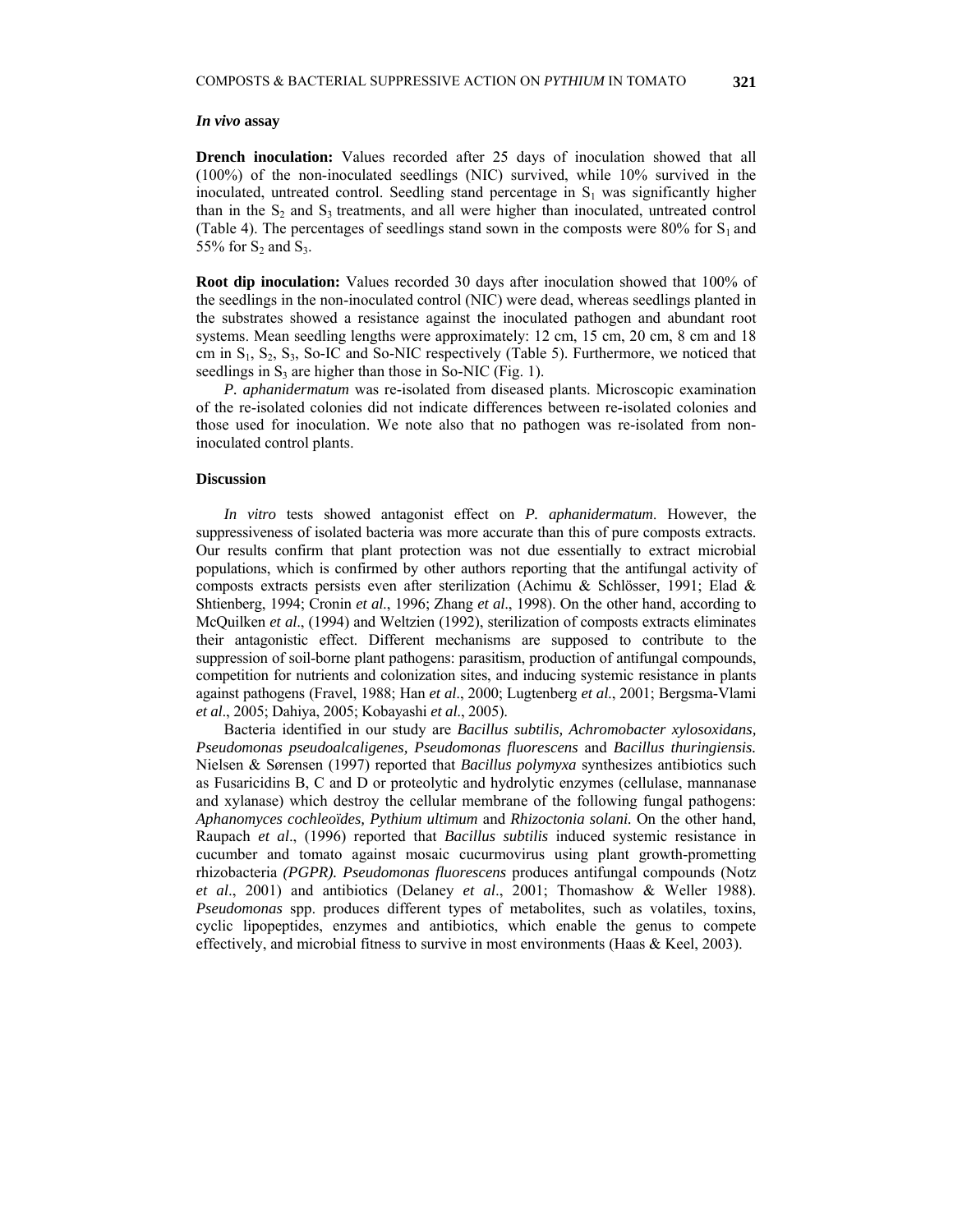### *In vivo* assay

**Drench inoculation:** Values recorded after 25 days of inoculation showed that all (100%) of the non-inoculated seedlings (NIC) survived, while 10% survived in the inoculated, untreated control. Seedling stand percentage in $S_1$ was significantly higher than in the $S_2$ and $S_3$ treatments, and all were higher than inoculated, untreated control (Table 4). The percentages of seedlings stand sown in the composts were 80% for $S_1$ and 55% for $S_2$ and $S_3$.

**Root dip inoculation:** Values recorded 30 days after inoculation showed that 100% of the seedlings in the non-inoculated control (NIC) were dead, whereas seedlings planted in the substrates showed a resistance against the inoculated pathogen and abundant root systems. Mean seedling lengths were approximately: 12 cm, 15 cm, 20 cm, 8 cm and 18 cm in $S_1$, $S_2$, $S_3$, So-IC and So-NIC respectively (Table 5). Furthermore, we noticed that seedlings in $S_3$ are higher than those in So-NIC (Fig. 1).

*P. aphanidermatum* was re-isolated from diseased plants. Microscopic examination of the re-isolated colonies did not indicate differences between re-isolated colonies and those used for inoculation. We note also that no pathogen was re-isolated from non-inoculated control plants.

### Discussion

*In vitro* tests showed antagonist effect on *P. aphanidermatum*. However, the suppressiveness of isolated bacteria was more accurate than this of pure composts extracts. Our results confirm that plant protection was not due essentially to extract microbial populations, which is confirmed by other authors reporting that the antifungal activity of composts extracts persists even after sterilization (Achimu & Schlösser, 1991; Elad & Shtienberg, 1994; Cronin *et al*., 1996; Zhang *et al*., 1998). On the other hand, according to McQuilken *et al*., (1994) and Weltzien (1992), sterilization of composts extracts eliminates their antagonistic effect. Different mechanisms are supposed to contribute to the suppression of soil-borne plant pathogens: parasitism, production of antifungal compounds, competition for nutrients and colonization sites, and inducing systemic resistance in plants against pathogens (Fravel, 1988; Han *et al*., 2000; Lugtenberg *et al*., 2001; Bergsma-Vlami *et al*., 2005; Dahiya, 2005; Kobayashi *et al*., 2005).

Bacteria identified in our study are *Bacillus subtilis, Achromobacter xylosoxidans, Pseudomonas pseudoalcaligenes, Pseudomonas fluorescens* and *Bacillus thuringiensis.* Nielsen & Sørensen (1997) reported that *Bacillus polymyxa* synthesizes antibiotics such as Fusaricidins B, C and D or proteolytic and hydrolytic enzymes (cellulase, mannanase and xylanase) which destroy the cellular membrane of the following fungal pathogens: *Aphanomyces cochleoïdes, Pythium ultimum* and *Rhizoctonia solani.* On the other hand, Raupach *et al*., (1996) reported that *Bacillus subtilis* induced systemic resistance in cucumber and tomato against mosaic cucurmovirus using plant growth-prometting rhizobacteria *(PGPR). Pseudomonas fluorescens* produces antifungal compounds (Notz *et al*., 2001) and antibiotics (Delaney *et al*., 2001; Thomashow & Weller 1988). *Pseudomonas* spp. produces different types of metabolites, such as volatiles, toxins, cyclic lipopeptides, enzymes and antibiotics, which enable the genus to compete effectively, and microbial fitness to survive in most environments (Haas & Keel, 2003).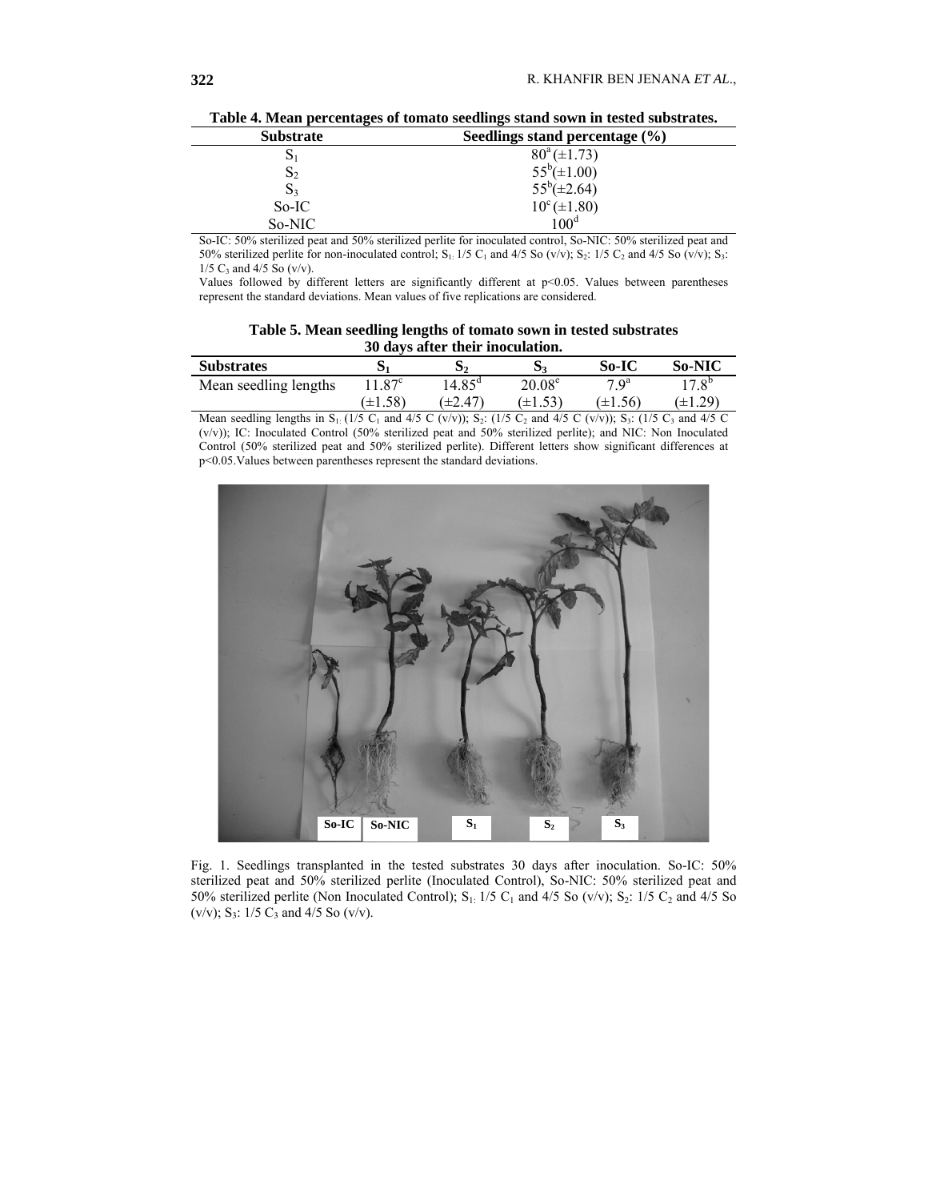**Table 4. Mean percentages of tomato seedlings stand sown in tested substrates.**

| Substrate | Seedlings stand percentage (%) |
|---|---|
| $S_1$ | $80^a$(±1.73) |
| $S_2$ | $55^b$(±1.00) |
| $S_3$ | $55^b$(±2.64) |
| So-IC | $10^c$(±1.80) |
| So-NIC | $100^d$ |

So-IC: 50% sterilized peat and 50% sterilized perlite for inoculated control, So-NIC: 50% sterilized peat and 50% sterilized perlite for non-inoculated control; $S_1$: 1/5 $C_1$ and 4/5 So (v/v); $S_2$: 1/5 $C_2$ and 4/5 So (v/v); $S_3$: 1/5 $C_3$ and 4/5 So (v/v).

Values followed by different letters are significantly different at $p<0.05$. Values between parentheses represent the standard deviations. Mean values of five replications are considered.

**Table 5. Mean seedling lengths of tomato sown in tested substrates 30 days after their inoculation.**

| Substrates | $S_1$ | $S_2$ | $S_3$ | So-IC | So-NIC |
|---|---|---|---|---|---|
| Mean seedling lengths | $11.87^c$ (±1.58) | $14.85^d$ (±2.47) | $20.08^e$ (±1.53) | $7.9^a$ (±1.56) | $17.8^b$ (±1.29) |

Mean seedling lengths in $S_1$: (1/5 $C_1$ and 4/5 C (v/v)); $S_2$: (1/5 $C_2$ and 4/5 C (v/v)); $S_3$: (1/5 $C_3$ and 4/5 C (v/v)); IC: Inoculated Control (50% sterilized peat and 50% sterilized perlite); and NIC: Non Inoculated Control (50% sterilized peat and 50% sterilized perlite). Different letters show significant differences at $p<0.05$. Values between parentheses represent the standard deviations.

Fig. 1. Seedlings transplanted in the tested substrates 30 days after inoculation. So-IC: 50% sterilized peat and 50% sterilized perlite (Inoculated Control), So-NIC: 50% sterilized peat and 50% sterilized perlite (Non Inoculated Control); $S_1$: 1/5 $C_1$ and 4/5 So (v/v); $S_2$: 1/5 $C_2$ and 4/5 So (v/v); $S_3$: 1/5 $C_3$ and 4/5 So (v/v).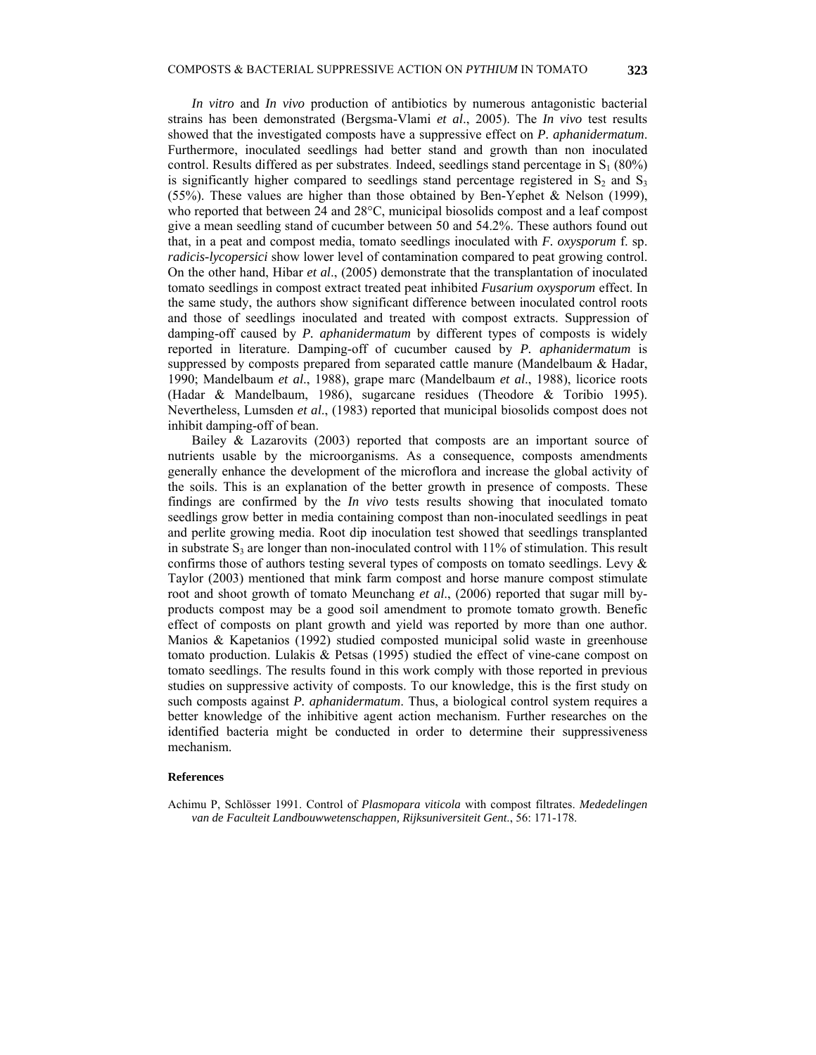*In vitro* and *In vivo* production of antibiotics by numerous antagonistic bacterial strains has been demonstrated (Bergsma-Vlami *et al*., 2005). The *In vivo* test results showed that the investigated composts have a suppressive effect on *P. aphanidermatum*. Furthermore, inoculated seedlings had better stand and growth than non inoculated control. Results differed as per substrates. Indeed, seedlings stand percentage in $S_1$ (80%) is significantly higher compared to seedlings stand percentage registered in $S_2$ and $S_3$ (55%). These values are higher than those obtained by Ben-Yephet & Nelson (1999), who reported that between 24 and 28°C, municipal biosolids compost and a leaf compost give a mean seedling stand of cucumber between 50 and 54.2%. These authors found out that, in a peat and compost media, tomato seedlings inoculated with *F. oxysporum* f. sp. *radicis-lycopersici* show lower level of contamination compared to peat growing control. On the other hand, Hibar *et al*., (2005) demonstrate that the transplantation of inoculated tomato seedlings in compost extract treated peat inhibited *Fusarium oxysporum* effect. In the same study, the authors show significant difference between inoculated control roots and those of seedlings inoculated and treated with compost extracts. Suppression of damping-off caused by *P. aphanidermatum* by different types of composts is widely reported in literature. Damping-off of cucumber caused by *P. aphanidermatum* is suppressed by composts prepared from separated cattle manure (Mandelbaum & Hadar, 1990; Mandelbaum *et al*., 1988), grape marc (Mandelbaum *et al*., 1988), licorice roots (Hadar & Mandelbaum, 1986), sugarcane residues (Theodore & Toribio 1995). Nevertheless, Lumsden *et al*., (1983) reported that municipal biosolids compost does not inhibit damping-off of bean.

Bailey & Lazarovits (2003) reported that composts are an important source of nutrients usable by the microorganisms. As a consequence, composts amendments generally enhance the development of the microflora and increase the global activity of the soils. This is an explanation of the better growth in presence of composts. These findings are confirmed by the *In vivo* tests results showing that inoculated tomato seedlings grow better in media containing compost than non-inoculated seedlings in peat and perlite growing media. Root dip inoculation test showed that seedlings transplanted in substrate $S_3$ are longer than non-inoculated control with 11% of stimulation. This result confirms those of authors testing several types of composts on tomato seedlings. Levy & Taylor (2003) mentioned that mink farm compost and horse manure compost stimulate root and shoot growth of tomato Meunchang *et al*., (2006) reported that sugar mill by-products compost may be a good soil amendment to promote tomato growth. Benefic effect of composts on plant growth and yield was reported by more than one author. Manios & Kapetanios (1992) studied composted municipal solid waste in greenhouse tomato production. Lulakis & Petsas (1995) studied the effect of vine-cane compost on tomato seedlings. The results found in this work comply with those reported in previous studies on suppressive activity of composts. To our knowledge, this is the first study on such composts against *P. aphanidermatum*. Thus, a biological control system requires a better knowledge of the inhibitive agent action mechanism. Further researches on the identified bacteria might be conducted in order to determine their suppressiveness mechanism.

**References**

Achimu P, Schlösser 1991. Control of *Plasmopara viticola* with compost filtrates. *Mededelingen van de Faculteit Landbouwwetenschappen, Rijksuniversiteit Gent.*, 56: 171-178.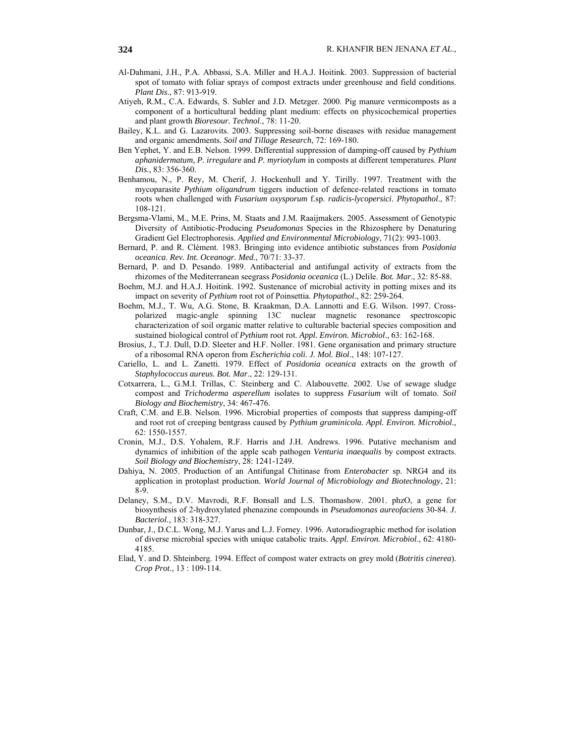Al-Dahmani, J.H., P.A. Abbassi, S.A. Miller and H.A.J. Hoitink. 2003. Suppression of bacterial spot of tomato with foliar sprays of compost extracts under greenhouse and field conditions. *Plant Dis*., 87: 913-919.

Atiyeh, R.M., C.A. Edwards, S. Subler and J.D. Metzger. 2000. Pig manure vermicomposts as a component of a horticultural bedding plant medium: effects on physicochemical properties and plant growth *Bioresour. Technol*., 78: 11-20.

Bailey, K.L. and G. Lazarovits. 2003. Suppressing soil-borne diseases with residue management and organic amendments. *Soil and Tillage Research*, 72: 169-180.

Ben Yephet, Y. and E.B. Nelson. 1999. Differential suppression of damping-off caused by *Pythium aphanidermatum, P. irregulare* and *P. myriotylum* in composts at different temperatures. *Plant Dis*., 83: 356-360.

Benhamou, N., P. Rey, M. Cherif, J. Hockenhull and Y. Tirilly. 1997. Treatment with the mycoparasite *Pythium oligandrum* tiggers induction of defence-related reactions in tomato roots when challenged with *Fusarium oxysporum* f.sp. *radicis-lycopersici*. *Phytopathol*., 87: 108-121.

Bergsma-Vlami, M., M.E. Prins, M. Staats and J.M. Raaijmakers. 2005. Assessment of Genotypic Diversity of Antibiotic-Producing *Pseudomonas* Species in the Rhizosphere by Denaturing Gradient Gel Electrophoresis. *Applied and Environmental Microbiology*, 71(2): 993-1003.

Bernard, P. and R. Clément. 1983. Bringing into evidence antibiotic substances from *Posidonia oceanica*. *Rev. Int. Oceanogr. Med*., 70/71: 33-37.

Bernard, P. and D. Pesando. 1989. Antibacterial and antifungal activity of extracts from the rhizomes of the Mediterranean seagrass *Posidonia oceanica* (L.) Delile. *Bot. Mar*., 32: 85-88.

Boehm, M.J. and H.A.J. Hoitink. 1992. Sustenance of microbial activity in potting mixes and its impact on severity of *Pythium* root rot of Poinsettia. *Phytopathol*., 82: 259-264.

Boehm, M.J., T. Wu, A.G. Stone, B. Kraakman, D.A. Lannotti and E.G. Wilson. 1997. Cross-polarized magic-angle spinning 13C nuclear magnetic resonance spectroscopic characterization of soil organic matter relative to culturable bacterial species composition and sustained biological control of *Pythium* root rot. *Appl. Environ. Microbiol*., 63: 162-168.

Brosius, J., T.J. Dull, D.D. Sleeter and H.F. Noller. 1981. Gene organisation and primary structure of a ribosomal RNA operon from *Escherichia coli*. *J. Mol. Biol*., 148: 107-127.

Cariello, L. and L. Zanetti. 1979. Effect of *Posidonia oceanica* extracts on the growth of *Staphylococcus aureus*. *Bot. Mar*., 22: 129-131.

Cotxarrera, L., G.M.I. Trillas, C. Steinberg and C. Alabouvette. 2002. Use of sewage sludge compost and *Trichoderma asperellum* isolates to suppress *Fusarium* wilt of tomato. *Soil Biology and Biochemistry*, 34: 467-476.

Craft, C.M. and E.B. Nelson. 1996. Microbial properties of composts that suppress damping-off and root rot of creeping bentgrass caused by *Pythium graminicola. Appl. Environ. Microbiol*., 62: 1550-1557.

Cronin, M.J., D.S. Yohalem, R.F. Harris and J.H. Andrews. 1996. Putative mechanism and dynamics of inhibition of the apple scab pathogen *Venturia inaequalis* by compost extracts. *Soil Biology and Biochemistry*, 28: 1241-1249.

Dahiya, N. 2005. Production of an Antifungal Chitinase from *Enterobacter* sp. NRG4 and its application in protoplast production. *World Journal of Microbiology and Biotechnology*, 21: 8-9.

Delaney, S.M., D.V. Mavrodi, R.F. Bonsall and L.S. Thomashow. 2001. phzO, a gene for biosynthesis of 2-hydroxylated phenazine compounds in *Pseudomonas aureofaciens* 30-84. *J. Bacteriol*., 183: 318-327.

Dunbar, J., D.C.L. Wong, M.J. Yarus and L.J. Forney. 1996. Autoradiographic method for isolation of diverse microbial species with unique catabolic traits. *Appl. Environ. Microbiol*., 62: 4180-4185.

Elad, Y. and D. Shteinberg. 1994. Effect of compost water extracts on grey mold (*Botritis cinerea*). *Crop Prot*., 13 : 109-114.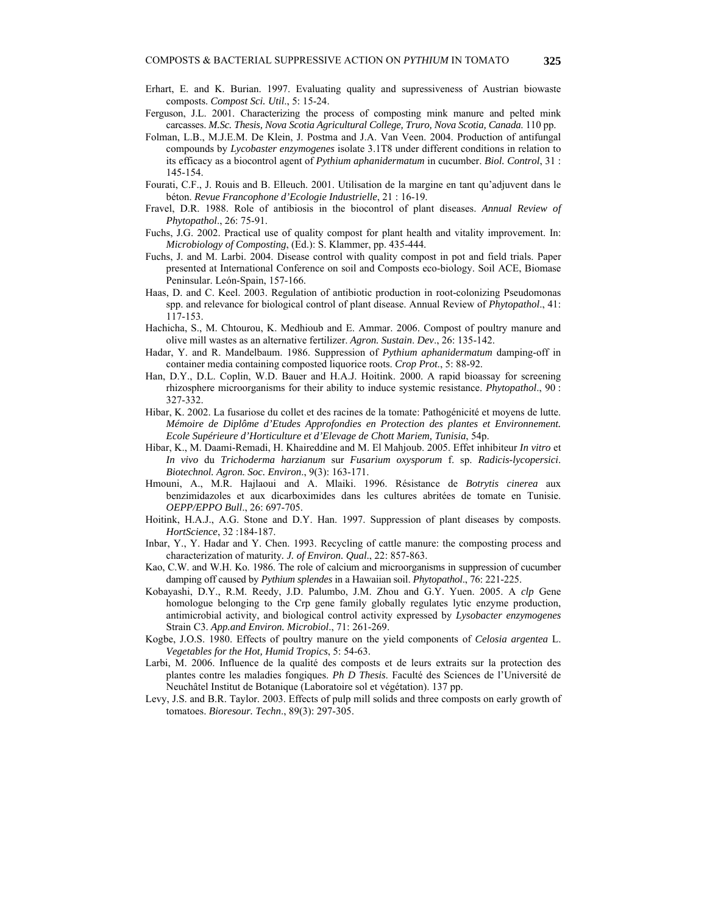Erhart, E. and K. Burian. 1997. Evaluating quality and supressiveness of Austrian biowaste composts. *Compost Sci. Util*., 5: 15-24.

Ferguson, J.L. 2001. Characterizing the process of composting mink manure and pelted mink carcasses. *M.Sc. Thesis, Nova Scotia Agricultural College, Truro, Nova Scotia, Canada.* 110 pp.

Folman, L.B., M.J.E.M. De Klein, J. Postma and J.A. Van Veen. 2004. Production of antifungal compounds by *Lycobaster enzymogenes* isolate 3.1T8 under different conditions in relation to its efficacy as a biocontrol agent of *Pythium aphanidermatum* in cucumber. *Biol. Control*, 31 : 145-154.

Fourati, C.F., J. Rouis and B. Elleuch. 2001. Utilisation de la margine en tant qu'adjuvent dans le béton. *Revue Francophone d'Ecologie Industrielle*, 21 : 16-19.

Fravel, D.R. 1988. Role of antibiosis in the biocontrol of plant diseases. *Annual Review of Phytopathol*., 26: 75-91.

Fuchs, J.G. 2002. Practical use of quality compost for plant health and vitality improvement. In: *Microbiology of Composting*, (Ed.): S. Klammer, pp. 435-444.

Fuchs, J. and M. Larbi. 2004. Disease control with quality compost in pot and field trials. Paper presented at International Conference on soil and Composts eco-biology. Soil ACE, Biomase Peninsular. León-Spain, 157-166.

Haas, D. and C. Keel. 2003. Regulation of antibiotic production in root-colonizing Pseudomonas spp. and relevance for biological control of plant disease. Annual Review of *Phytopathol*., 41: 117-153.

Hachicha, S., M. Chtourou, K. Medhioub and E. Ammar. 2006. Compost of poultry manure and olive mill wastes as an alternative fertilizer. *Agron. Sustain. Dev*., 26: 135-142.

Hadar, Y. and R. Mandelbaum. 1986. Suppression of *Pythium aphanidermatum* damping-off in container media containing composted liquorice roots. *Crop Prot.*, 5: 88-92.

Han, D.Y., D.L. Coplin, W.D. Bauer and H.A.J. Hoitink. 2000. A rapid bioassay for screening rhizosphere microorganisms for their ability to induce systemic resistance. *Phytopathol*., 90 : 327-332.

Hibar, K. 2002. La fusariose du collet et des racines de la tomate: Pathogénicité et moyens de lutte. *Mémoire de Diplôme d'Etudes Approfondies en Protection des plantes et Environnement. Ecole Supérieure d'Horticulture et d'Elevage de Chott Mariem, Tunisia*, 54p.

Hibar, K., M. Daami-Remadi, H. Khaireddine and M. El Mahjoub. 2005. Effet inhibiteur *In vitro* et *In vivo* du *Trichoderma harzianum* sur *Fusarium oxysporum* f. sp. *Radicis-lycopersici*. *Biotechnol. Agron. Soc. Environ*., 9(3): 163-171.

Hmouni, A., M.R. Hajlaoui and A. Mlaiki. 1996. Résistance de *Botrytis cinerea* aux benzimidazoles et aux dicarboximides dans les cultures abritées de tomate en Tunisie. *OEPP/EPPO Bull*., 26: 697-705.

Hoitink, H.A.J., A.G. Stone and D.Y. Han. 1997. Suppression of plant diseases by composts. *HortScience*, 32 :184-187.

Inbar, Y., Y. Hadar and Y. Chen. 1993. Recycling of cattle manure: the composting process and characterization of maturity. *J. of Environ. Qual*., 22: 857-863.

Kao, C.W. and W.H. Ko. 1986. The role of calcium and microorganisms in suppression of cucumber damping off caused by *Pythium splendes* in a Hawaiian soil. *Phytopathol*., 76: 221-225.

Kobayashi, D.Y., R.M. Reedy, J.D. Palumbo, J.M. Zhou and G.Y. Yuen. 2005. A *clp* Gene homologue belonging to the Crp gene family globally regulates lytic enzyme production, antimicrobial activity, and biological control activity expressed by *Lysobacter enzymogenes* Strain C3. *App.and Environ. Microbiol*., 71: 261-269.

Kogbe, J.O.S. 1980. Effects of poultry manure on the yield components of *Celosia argentea* L. *Vegetables for the Hot, Humid Tropics*, 5: 54-63.

Larbi, M. 2006. Influence de la qualité des composts et de leurs extraits sur la protection des plantes contre les maladies fongiques. *Ph D Thesis.* Faculté des Sciences de l'Université de Neuchâtel Institut de Botanique (Laboratoire sol et végétation). 137 pp.

Levy, J.S. and B.R. Taylor. 2003. Effects of pulp mill solids and three composts on early growth of tomatoes. *Bioresour. Techn*., 89(3): 297-305.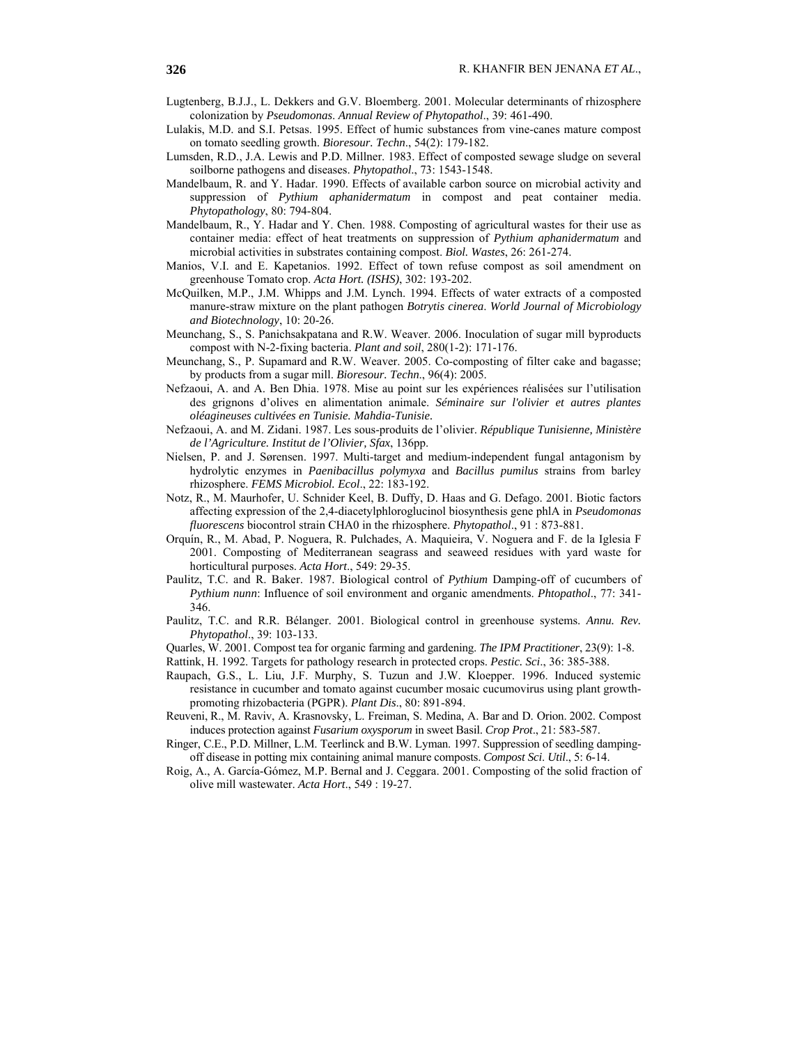Lugtenberg, B.J.J., L. Dekkers and G.V. Bloemberg. 2001. Molecular determinants of rhizosphere colonization by *Pseudomonas*. *Annual Review of Phytopathol*., 39: 461-490.

Lulakis, M.D. and S.I. Petsas. 1995. Effect of humic substances from vine-canes mature compost on tomato seedling growth. *Bioresour. Techn*., 54(2): 179-182.

Lumsden, R.D., J.A. Lewis and P.D. Millner. 1983. Effect of composted sewage sludge on several soilborne pathogens and diseases. *Phytopathol*., 73: 1543-1548.

Mandelbaum, R. and Y. Hadar. 1990. Effects of available carbon source on microbial activity and suppression of *Pythium aphanidermatum* in compost and peat container media. *Phytopathology*, 80: 794-804.

Mandelbaum, R., Y. Hadar and Y. Chen. 1988. Composting of agricultural wastes for their use as container media: effect of heat treatments on suppression of *Pythium aphanidermatum* and microbial activities in substrates containing compost. *Biol. Wastes*, 26: 261-274.

Manios, V.I. and E. Kapetanios. 1992. Effect of town refuse compost as soil amendment on greenhouse Tomato crop. *Acta Hort. (ISHS)*, 302: 193-202.

McQuilken, M.P., J.M. Whipps and J.M. Lynch. 1994. Effects of water extracts of a composted manure-straw mixture on the plant pathogen *Botrytis cinerea*. *World Journal of Microbiology and Biotechnology*, 10: 20-26.

Meunchang, S., S. Panichsakpatana and R.W. Weaver. 2006. Inoculation of sugar mill byproducts compost with N-2-fixing bacteria. *Plant and soil*, 280(1-2): 171-176.

Meunchang, S., P. Supamard and R.W. Weaver. 2005. Co-composting of filter cake and bagasse; by products from a sugar mill. *Bioresour. Techn*., 96(4): 2005.

Nefzaoui, A. and A. Ben Dhia. 1978. Mise au point sur les expériences réalisées sur l'utilisation des grignons d'olives en alimentation animale. *Séminaire sur l'olivier et autres plantes oléagineuses cultivées en Tunisie. Mahdia-Tunisie*.

Nefzaoui, A. and M. Zidani. 1987. Les sous-produits de l'olivier. *République Tunisienne, Ministère de l'Agriculture. Institut de l'Olivier, Sfax*, 136pp.

Nielsen, P. and J. Sørensen. 1997. Multi-target and medium-independent fungal antagonism by hydrolytic enzymes in *Paenibacillus polymyxa* and *Bacillus pumilus* strains from barley rhizosphere. *FEMS Microbiol. Ecol*., 22: 183-192.

Notz, R., M. Maurhofer, U. Schnider Keel, B. Duffy, D. Haas and G. Defago. 2001. Biotic factors affecting expression of the 2,4-diacetylphloroglucinol biosynthesis gene phlA in *Pseudomonas fluorescens* biocontrol strain CHA0 in the rhizosphere. *Phytopathol*., 91 : 873-881.

Orquín, R., M. Abad, P. Noguera, R. Pulchades, A. Maquieira, V. Noguera and F. de la Iglesia F 2001. Composting of Mediterranean seagrass and seaweed residues with yard waste for horticultural purposes. *Acta Hort*., 549: 29-35.

Paulitz, T.C. and R. Baker. 1987. Biological control of *Pythium* Damping-off of cucumbers of *Pythium nunn*: Influence of soil environment and organic amendments. *Phtopathol*., 77: 341-346.

Paulitz, T.C. and R.R. Bélanger. 2001. Biological control in greenhouse systems. *Annu. Rev. Phytopathol*., 39: 103-133.

Quarles, W. 2001. Compost tea for organic farming and gardening. *The IPM Practitioner*, 23(9): 1-8.

Rattink, H. 1992. Targets for pathology research in protected crops. *Pestic. Sci*., 36: 385-388.

Raupach, G.S., L. Liu, J.F. Murphy, S. Tuzun and J.W. Kloepper. 1996. Induced systemic resistance in cucumber and tomato against cucumber mosaic cucumovirus using plant growth-promoting rhizobacteria (PGPR). *Plant Dis*., 80: 891-894.

Reuveni, R., M. Raviv, A. Krasnovsky, L. Freiman, S. Medina, A. Bar and D. Orion. 2002. Compost induces protection against *Fusarium oxysporum* in sweet Basil. *Crop Prot*., 21: 583-587.

Ringer, C.E., P.D. Millner, L.M. Teerlinck and B.W. Lyman. 1997. Suppression of seedling damping-off disease in potting mix containing animal manure composts. *Compost Sci. Util*., 5: 6-14.

Roig, A., A. García-Gómez, M.P. Bernal and J. Ceggara. 2001. Composting of the solid fraction of olive mill wastewater. *Acta Hort*., 549 : 19-27.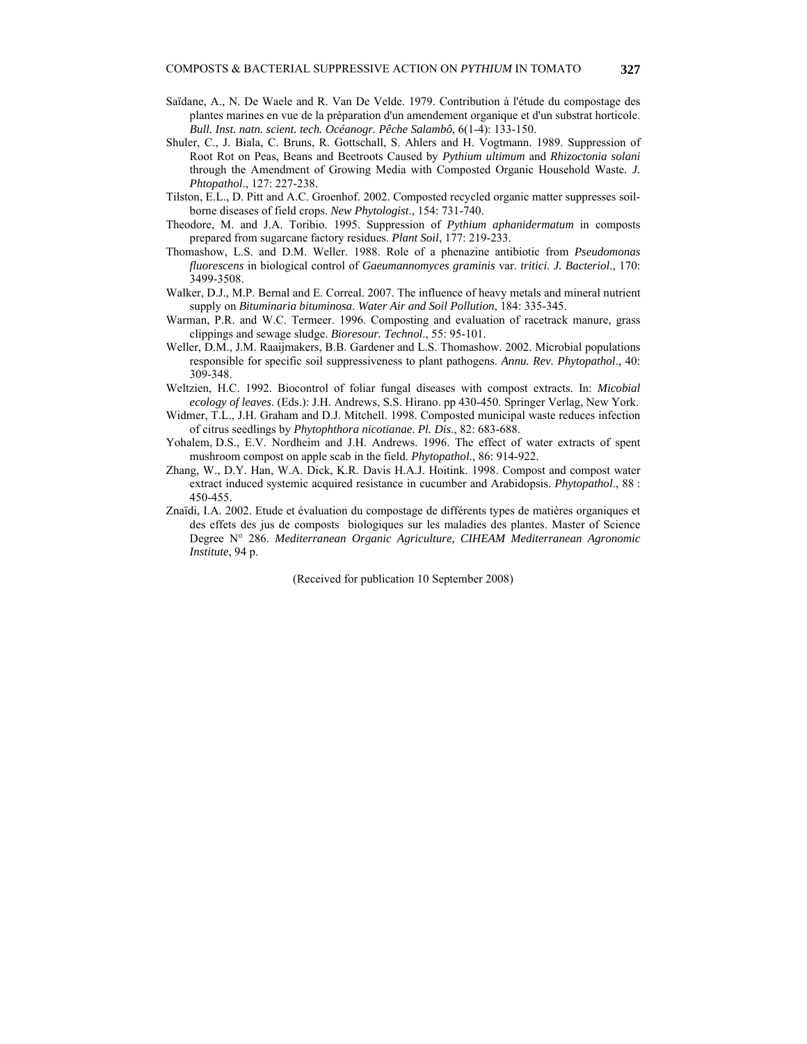Saïdane, A., N. De Waele and R. Van De Velde. 1979. Contribution à l'étude du compostage des plantes marines en vue de la préparation d'un amendement organique et d'un substrat horticole. *Bull. Inst. natn. scient. tech. Océanogr. Pêche Salambô*, 6(1-4): 133-150.

Shuler, C., J. Biala, C. Bruns, R. Gottschall, S. Ahlers and H. Vogtmann. 1989. Suppression of Root Rot on Peas, Beans and Beetroots Caused by *Pythium ultimum* and *Rhizoctonia solani* through the Amendment of Growing Media with Composted Organic Household Waste. *J. Phtopathol*., 127: 227-238.

Tilston, E.L., D. Pitt and A.C. Groenhof. 2002. Composted recycled organic matter suppresses soil-borne diseases of field crops. *New Phytologist*., 154: 731-740.

Theodore, M. and J.A. Toribio. 1995. Suppression of *Pythium aphanidermatum* in composts prepared from sugarcane factory residues. *Plant Soil*, 177: 219-233.

Thomashow, L.S. and D.M. Weller. 1988. Role of a phenazine antibiotic from *Pseudomonas fluorescens* in biological control of *Gaeumannomyces graminis* var. *tritici*. *J. Bacteriol*., 170: 3499-3508.

Walker, D.J., M.P. Bernal and E. Correal. 2007. The influence of heavy metals and mineral nutrient supply on *Bituminaria bituminosa*. *Water Air and Soil Pollution*, 184: 335-345.

Warman, P.R. and W.C. Termeer. 1996. Composting and evaluation of racetrack manure, grass clippings and sewage sludge. *Bioresour. Technol*., 55: 95-101.

Weller, D.M., J.M. Raaijmakers, B.B. Gardener and L.S. Thomashow. 2002. Microbial populations responsible for specific soil suppressiveness to plant pathogens. *Annu. Rev. Phytopathol*., 40: 309-348.

Weltzien, H.C. 1992. Biocontrol of foliar fungal diseases with compost extracts. In: *Micobial ecology of leaves*. (Eds.): J.H. Andrews, S.S. Hirano. pp 430-450. Springer Verlag, New York.

Widmer, T.L., J.H. Graham and D.J. Mitchell. 1998. Composted municipal waste reduces infection of citrus seedlings by *Phytophthora nicotianae*. *Pl. Dis*., 82: 683-688.

Yohalem, D.S., E.V. Nordheim and J.H. Andrews. 1996. The effect of water extracts of spent mushroom compost on apple scab in the field. *Phytopathol*., 86: 914-922.

Zhang, W., D.Y. Han, W.A. Dick, K.R. Davis H.A.J. Hoitink. 1998. Compost and compost water extract induced systemic acquired resistance in cucumber and Arabidopsis. *Phytopathol*., 88 : 450-455.

Znaïdi, I.A. 2002. Etude et évaluation du compostage de différents types de matières organiques et des effets des jus de composts biologiques sur les maladies des plantes. Master of Science Degree N° 286. *Mediterranean Organic Agriculture, CIHEAM Mediterranean Agronomic Institute*, 94 p.

(Received for publication 10 September 2008)